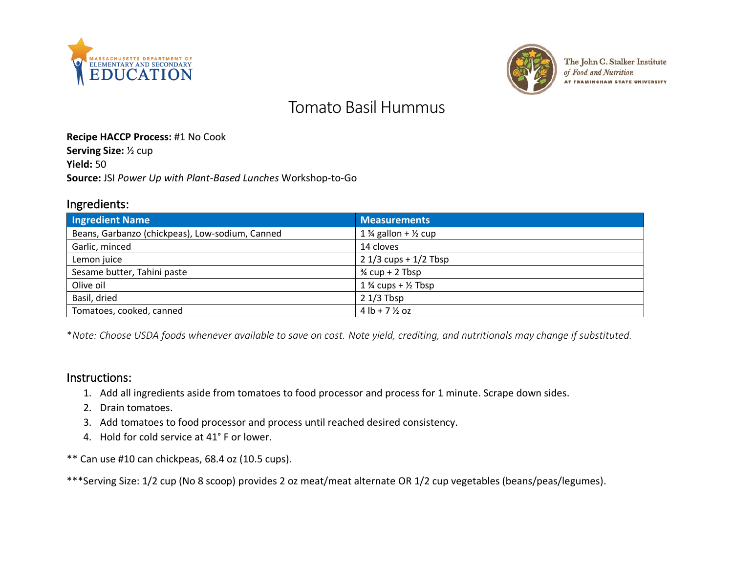# Tomato Basil Hummus

**Recipe HACCP Process:** #1 No Cook
**Serving Size:** ½ cup
**Yield:** 50
**Source:** JSI *Power Up with Plant-Based Lunches* Workshop-to-Go

## Ingredients:

| Ingredient Name | Measurements |
| --- | --- |
| Beans, Garbanzo (chickpeas), Low-sodium, Canned | 1 ¾ gallon + ½ cup |
| Garlic, minced | 14 cloves |
| Lemon juice | 2 1/3 cups + 1/2 Tbsp |
| Sesame butter, Tahini paste | ¾ cup + 2 Tbsp |
| Olive oil | 1 ¾ cups + ½ Tbsp |
| Basil, dried | 2 1/3 Tbsp |
| Tomatoes, cooked, canned | 4 lb + 7 ½ oz |

*\*Note: Choose USDA foods whenever available to save on cost. Note yield, crediting, and nutritionals may change if substituted.*

## Instructions:

1. Add all ingredients aside from tomatoes to food processor and process for 1 minute. Scrape down sides.
2. Drain tomatoes.
3. Add tomatoes to food processor and process until reached desired consistency.
4. Hold for cold service at 41° F or lower.

** Can use #10 can chickpeas, 68.4 oz (10.5 cups).

***Serving Size: 1/2 cup (No 8 scoop) provides 2 oz meat/meat alternate OR 1/2 cup vegetables (beans/peas/legumes).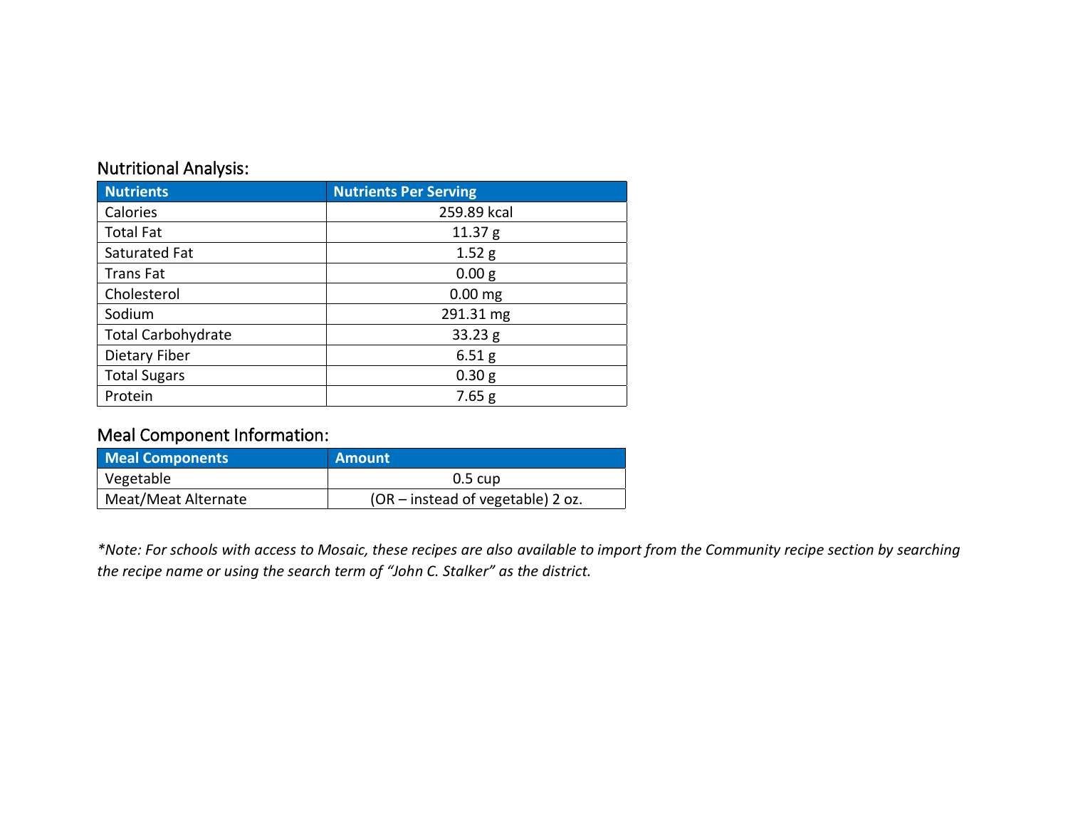## Nutritional Analysis:

| Nutrients | Nutrients Per Serving |
|---|---|
| Calories | 259.89 kcal |
| Total Fat | 11.37 g |
| Saturated Fat | 1.52 g |
| Trans Fat | 0.00 g |
| Cholesterol | 0.00 mg |
| Sodium | 291.31 mg |
| Total Carbohydrate | 33.23 g |
| Dietary Fiber | 6.51 g |
| Total Sugars | 0.30 g |
| Protein | 7.65 g |

## Meal Component Information:

| Meal Components | Amount |
|---|---|
| Vegetable | 0.5 cup |
| Meat/Meat Alternate | (OR – instead of vegetable) 2 oz. |

*\*Note: For schools with access to Mosaic, these recipes are also available to import from the Community recipe section by searching the recipe name or using the search term of "John C. Stalker" as the district.*